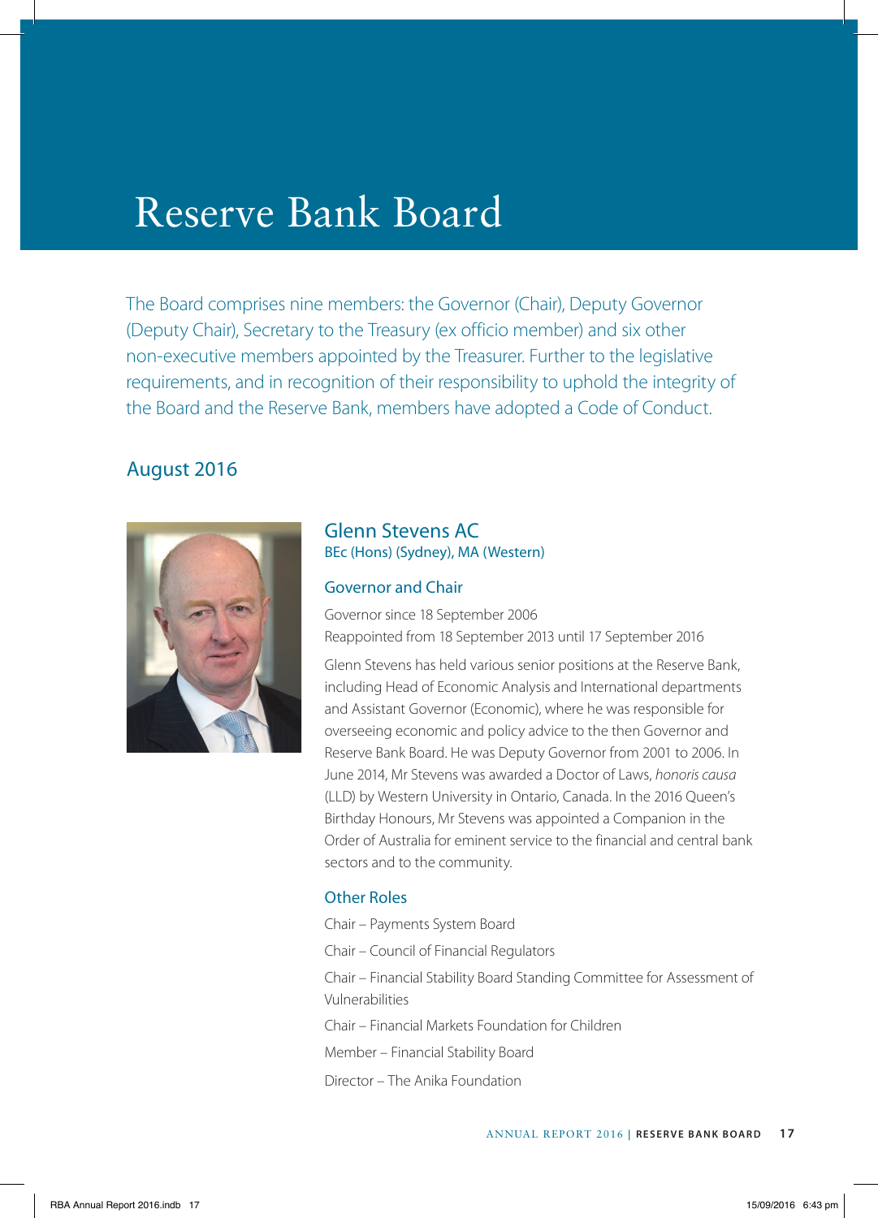# Reserve Bank Board

The Board comprises nine members: the Governor (Chair), Deputy Governor (Deputy Chair), Secretary to the Treasury (ex officio member) and six other non-executive members appointed by the Treasurer. Further to the legislative requirements, and in recognition of their responsibility to uphold the integrity of the Board and the Reserve Bank, members have adopted a Code of Conduct.

## August 2016

### Glenn Stevens AC

BEc (Hons) (Sydney), MA (Western)

#### Governor and Chair

Governor since 18 September 2006

Reappointed from 18 September 2013 until 17 September 2016

Glenn Stevens has held various senior positions at the Reserve Bank, including Head of Economic Analysis and International departments and Assistant Governor (Economic), where he was responsible for overseeing economic and policy advice to the then Governor and Reserve Bank Board. He was Deputy Governor from 2001 to 2006. In June 2014, Mr Stevens was awarded a Doctor of Laws, *honoris causa* (LLD) by Western University in Ontario, Canada. In the 2016 Queen's Birthday Honours, Mr Stevens was appointed a Companion in the Order of Australia for eminent service to the financial and central bank sectors and to the community.

#### Other Roles

Chair – Payments System Board

Chair – Council of Financial Regulators

Chair – Financial Stability Board Standing Committee for Assessment of Vulnerabilities

Chair – Financial Markets Foundation for Children

Member – Financial Stability Board

Director – The Anika Foundation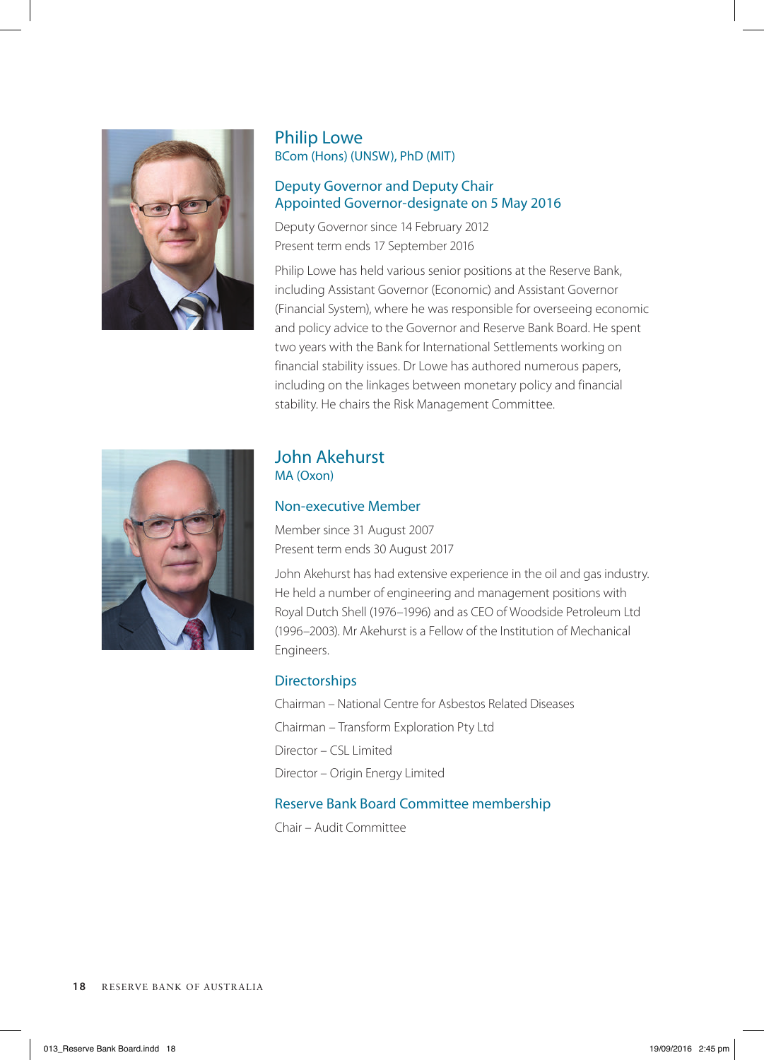## Philip Lowe

BCom (Hons) (UNSW), PhD (MIT)

### Deputy Governor and Deputy Chair
### Appointed Governor-designate on 5 May 2016

Deputy Governor since 14 February 2012
Present term ends 17 September 2016

Philip Lowe has held various senior positions at the Reserve Bank, including Assistant Governor (Economic) and Assistant Governor (Financial System), where he was responsible for overseeing economic and policy advice to the Governor and Reserve Bank Board. He spent two years with the Bank for International Settlements working on financial stability issues. Dr Lowe has authored numerous papers, including on the linkages between monetary policy and financial stability. He chairs the Risk Management Committee.

## John Akehurst

MA (Oxon)

### Non-executive Member

Member since 31 August 2007
Present term ends 30 August 2017

John Akehurst has had extensive experience in the oil and gas industry. He held a number of engineering and management positions with Royal Dutch Shell (1976–1996) and as CEO of Woodside Petroleum Ltd (1996–2003). Mr Akehurst is a Fellow of the Institution of Mechanical Engineers.

### Directorships

Chairman – National Centre for Asbestos Related Diseases

Chairman – Transform Exploration Pty Ltd

Director – CSL Limited

Director – Origin Energy Limited

### Reserve Bank Board Committee membership

Chair – Audit Committee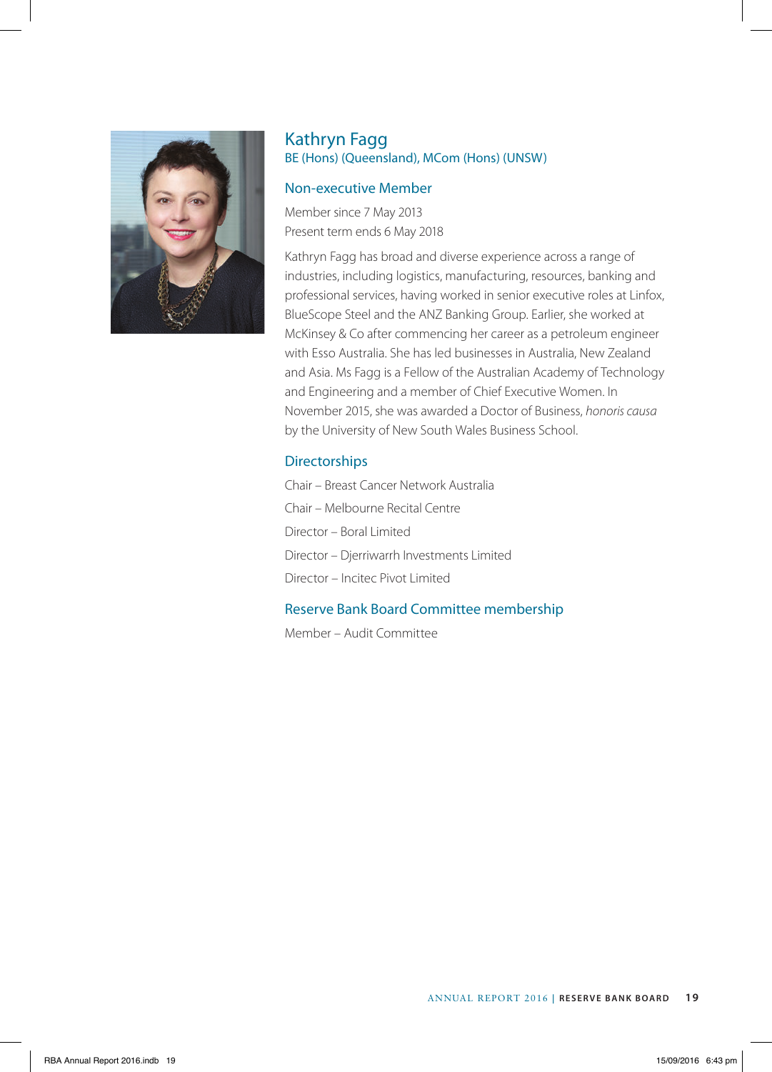## Kathryn Fagg

BE (Hons) (Queensland), MCom (Hons) (UNSW)

### Non-executive Member

Member since 7 May 2013

Present term ends 6 May 2018

Kathryn Fagg has broad and diverse experience across a range of industries, including logistics, manufacturing, resources, banking and professional services, having worked in senior executive roles at Linfox, BlueScope Steel and the ANZ Banking Group. Earlier, she worked at McKinsey & Co after commencing her career as a petroleum engineer with Esso Australia. She has led businesses in Australia, New Zealand and Asia. Ms Fagg is a Fellow of the Australian Academy of Technology and Engineering and a member of Chief Executive Women. In November 2015, she was awarded a Doctor of Business, *honoris causa* by the University of New South Wales Business School.

### Directorships

Chair – Breast Cancer Network Australia

Chair – Melbourne Recital Centre

Director – Boral Limited

Director – Djerriwarrh Investments Limited

Director – Incitec Pivot Limited

### Reserve Bank Board Committee membership

Member – Audit Committee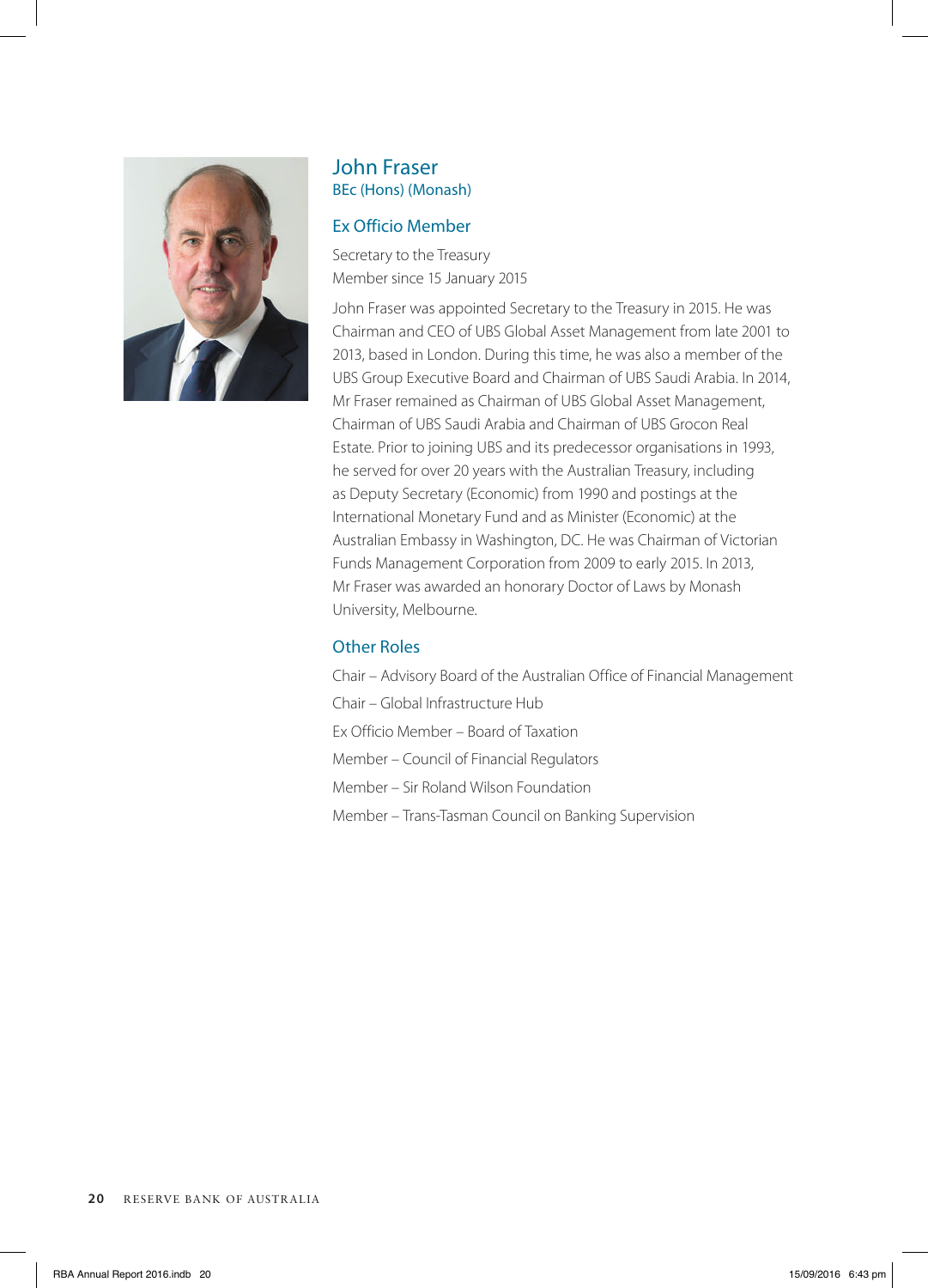## John Fraser

BEc (Hons) (Monash)

### Ex Officio Member

Secretary to the Treasury
Member since 15 January 2015

John Fraser was appointed Secretary to the Treasury in 2015. He was Chairman and CEO of UBS Global Asset Management from late 2001 to 2013, based in London. During this time, he was also a member of the UBS Group Executive Board and Chairman of UBS Saudi Arabia. In 2014, Mr Fraser remained as Chairman of UBS Global Asset Management, Chairman of UBS Saudi Arabia and Chairman of UBS Grocon Real Estate. Prior to joining UBS and its predecessor organisations in 1993, he served for over 20 years with the Australian Treasury, including as Deputy Secretary (Economic) from 1990 and postings at the International Monetary Fund and as Minister (Economic) at the Australian Embassy in Washington, DC. He was Chairman of Victorian Funds Management Corporation from 2009 to early 2015. In 2013, Mr Fraser was awarded an honorary Doctor of Laws by Monash University, Melbourne.

### Other Roles

Chair – Advisory Board of the Australian Office of Financial Management

Chair – Global Infrastructure Hub

Ex Officio Member – Board of Taxation

Member – Council of Financial Regulators

Member – Sir Roland Wilson Foundation

Member – Trans-Tasman Council on Banking Supervision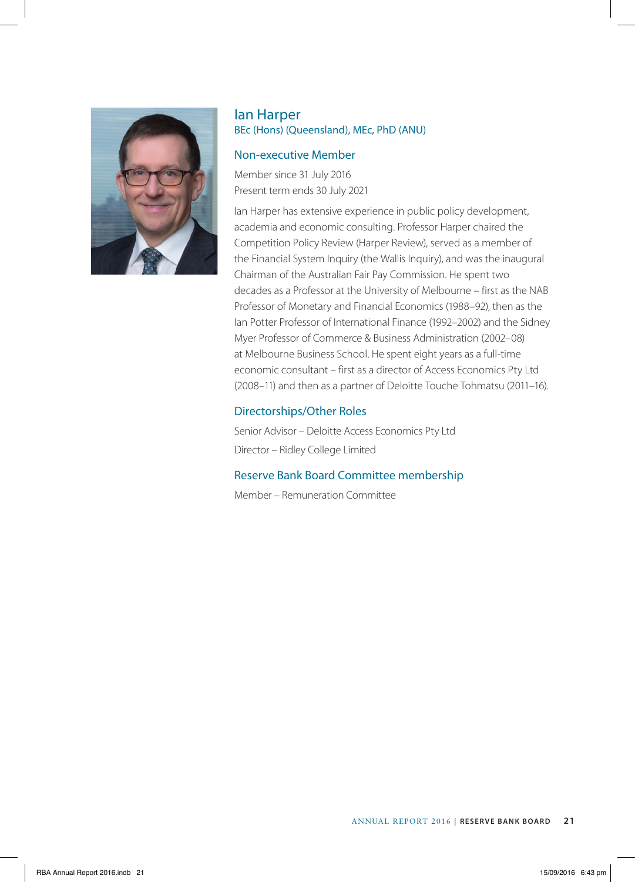## Ian Harper

BEc (Hons) (Queensland), MEc, PhD (ANU)

### Non-executive Member

Member since 31 July 2016
Present term ends 30 July 2021

Ian Harper has extensive experience in public policy development, academia and economic consulting. Professor Harper chaired the Competition Policy Review (Harper Review), served as a member of the Financial System Inquiry (the Wallis Inquiry), and was the inaugural Chairman of the Australian Fair Pay Commission. He spent two decades as a Professor at the University of Melbourne – first as the NAB Professor of Monetary and Financial Economics (1988–92), then as the Ian Potter Professor of International Finance (1992–2002) and the Sidney Myer Professor of Commerce & Business Administration (2002–08) at Melbourne Business School. He spent eight years as a full-time economic consultant – first as a director of Access Economics Pty Ltd (2008–11) and then as a partner of Deloitte Touche Tohmatsu (2011–16).

### Directorships/Other Roles

Senior Advisor – Deloitte Access Economics Pty Ltd

Director – Ridley College Limited

### Reserve Bank Board Committee membership

Member – Remuneration Committee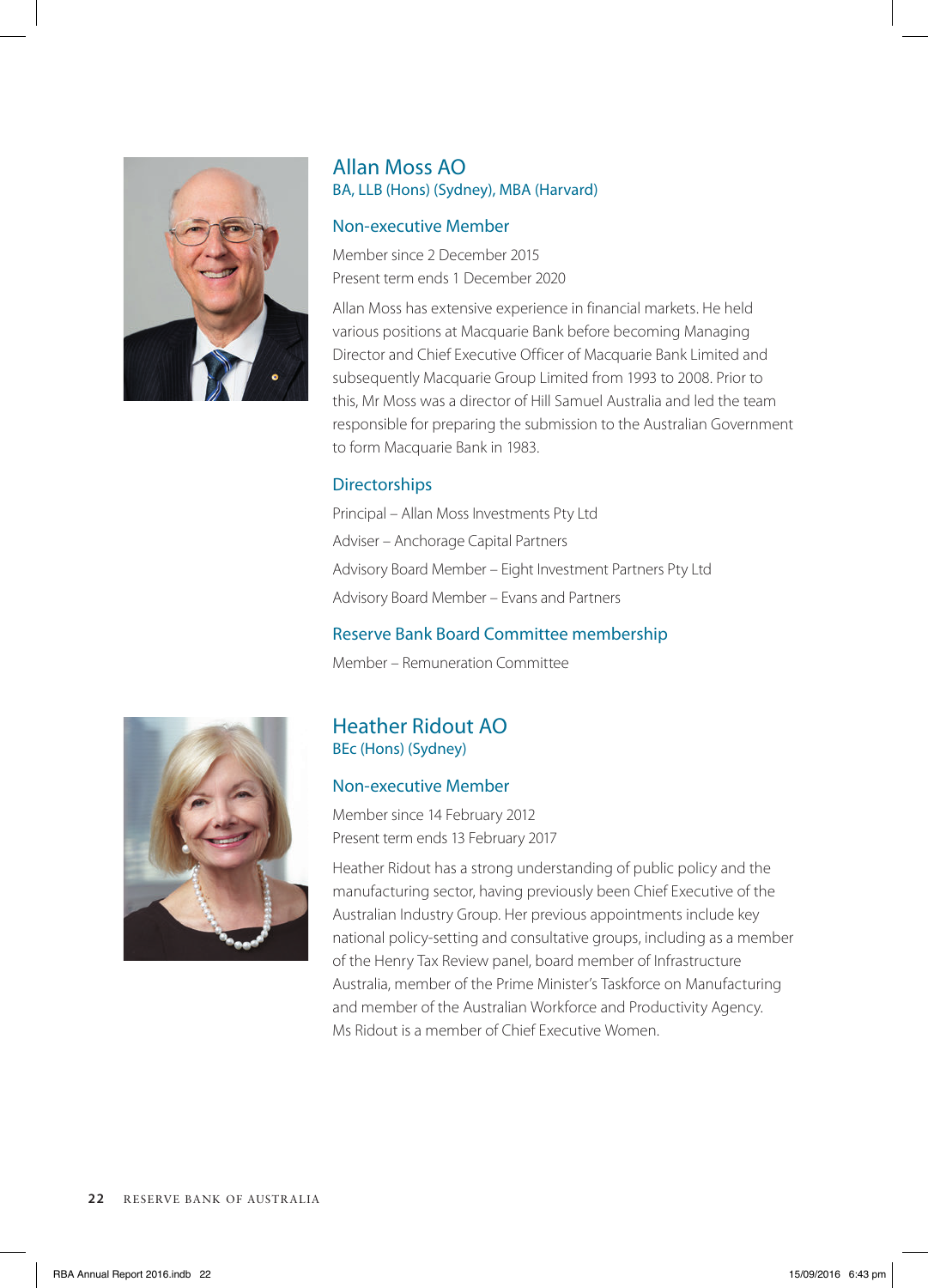## Allan Moss AO

BA, LLB (Hons) (Sydney), MBA (Harvard)

### Non-executive Member

Member since 2 December 2015
Present term ends 1 December 2020

Allan Moss has extensive experience in financial markets. He held various positions at Macquarie Bank before becoming Managing Director and Chief Executive Officer of Macquarie Bank Limited and subsequently Macquarie Group Limited from 1993 to 2008. Prior to this, Mr Moss was a director of Hill Samuel Australia and led the team responsible for preparing the submission to the Australian Government to form Macquarie Bank in 1983.

### Directorships

Principal – Allan Moss Investments Pty Ltd

Adviser – Anchorage Capital Partners

Advisory Board Member – Eight Investment Partners Pty Ltd

Advisory Board Member – Evans and Partners

### Reserve Bank Board Committee membership

Member – Remuneration Committee

## Heather Ridout AO

BEc (Hons) (Sydney)

### Non-executive Member

Member since 14 February 2012
Present term ends 13 February 2017

Heather Ridout has a strong understanding of public policy and the manufacturing sector, having previously been Chief Executive of the Australian Industry Group. Her previous appointments include key national policy-setting and consultative groups, including as a member of the Henry Tax Review panel, board member of Infrastructure Australia, member of the Prime Minister's Taskforce on Manufacturing and member of the Australian Workforce and Productivity Agency. Ms Ridout is a member of Chief Executive Women.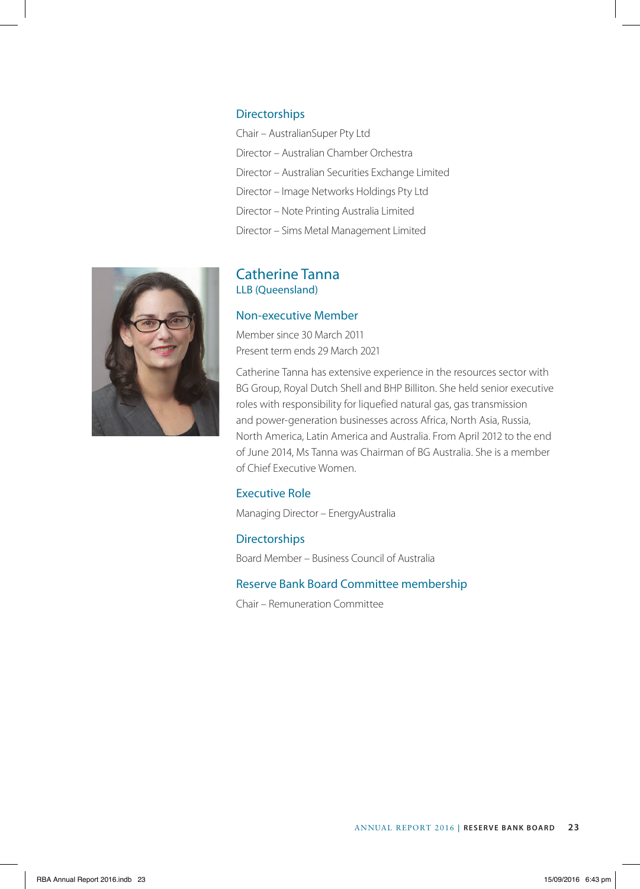### Directorships

Chair – AustralianSuper Pty Ltd

Director – Australian Chamber Orchestra

Director – Australian Securities Exchange Limited

Director – Image Networks Holdings Pty Ltd

Director – Note Printing Australia Limited

Director – Sims Metal Management Limited

## Catherine Tanna

LLB (Queensland)

### Non-executive Member

Member since 30 March 2011
Present term ends 29 March 2021

Catherine Tanna has extensive experience in the resources sector with BG Group, Royal Dutch Shell and BHP Billiton. She held senior executive roles with responsibility for liquefied natural gas, gas transmission and power-generation businesses across Africa, North Asia, Russia, North America, Latin America and Australia. From April 2012 to the end of June 2014, Ms Tanna was Chairman of BG Australia. She is a member of Chief Executive Women.

### Executive Role

Managing Director – EnergyAustralia

### Directorships

Board Member – Business Council of Australia

### Reserve Bank Board Committee membership

Chair – Remuneration Committee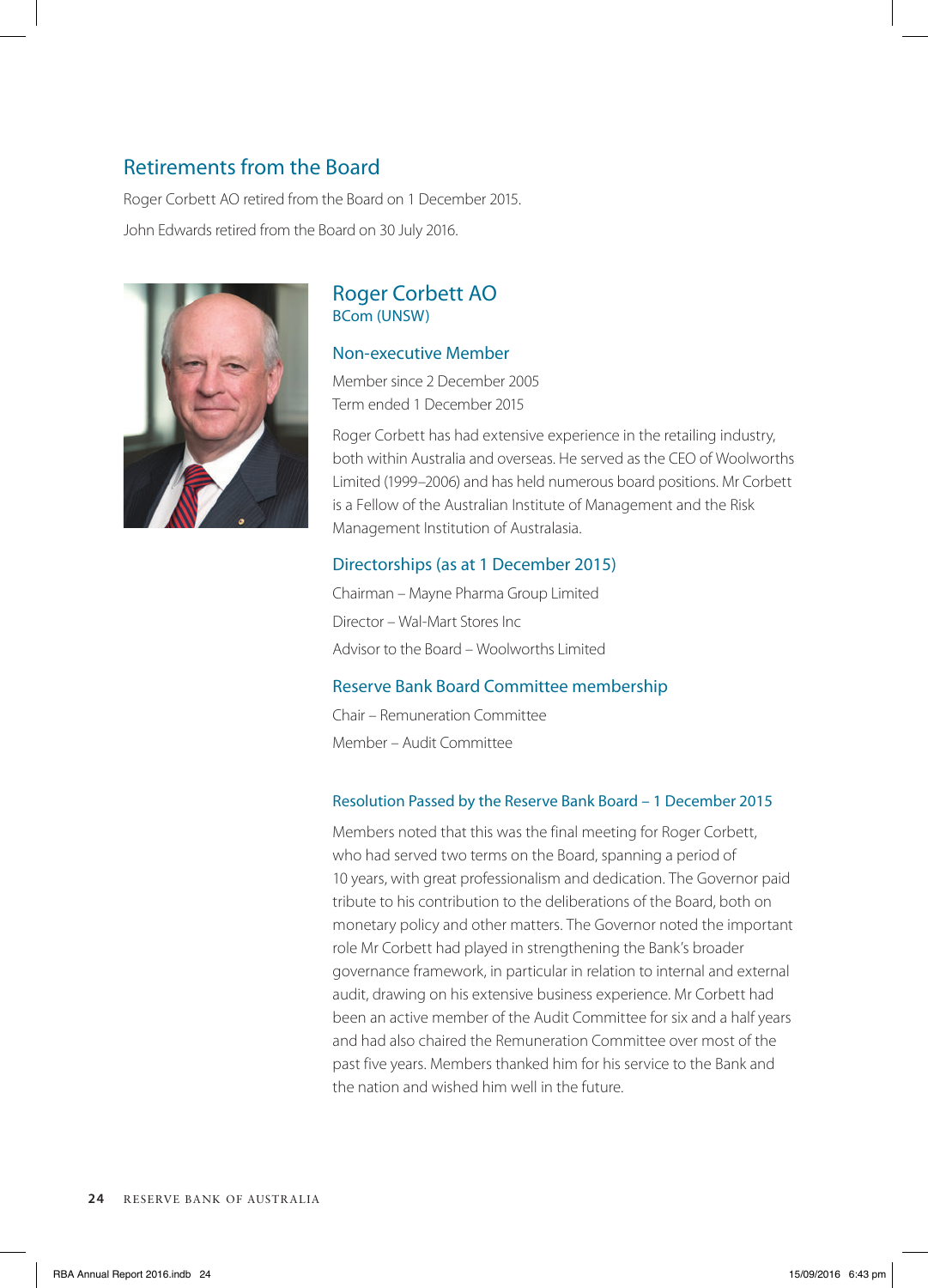## Retirements from the Board

Roger Corbett AO retired from the Board on 1 December 2015.

John Edwards retired from the Board on 30 July 2016.

### Roger Corbett AO

BCom (UNSW)

#### Non-executive Member

Member since 2 December 2005
Term ended 1 December 2015

Roger Corbett has had extensive experience in the retailing industry, both within Australia and overseas. He served as the CEO of Woolworths Limited (1999–2006) and has held numerous board positions. Mr Corbett is a Fellow of the Australian Institute of Management and the Risk Management Institution of Australasia.

#### Directorships (as at 1 December 2015)

Chairman – Mayne Pharma Group Limited

Director – Wal-Mart Stores Inc

Advisor to the Board – Woolworths Limited

#### Reserve Bank Board Committee membership

Chair – Remuneration Committee

Member – Audit Committee

#### Resolution Passed by the Reserve Bank Board – 1 December 2015

Members noted that this was the final meeting for Roger Corbett, who had served two terms on the Board, spanning a period of 10 years, with great professionalism and dedication. The Governor paid tribute to his contribution to the deliberations of the Board, both on monetary policy and other matters. The Governor noted the important role Mr Corbett had played in strengthening the Bank's broader governance framework, in particular in relation to internal and external audit, drawing on his extensive business experience. Mr Corbett had been an active member of the Audit Committee for six and a half years and had also chaired the Remuneration Committee over most of the past five years. Members thanked him for his service to the Bank and the nation and wished him well in the future.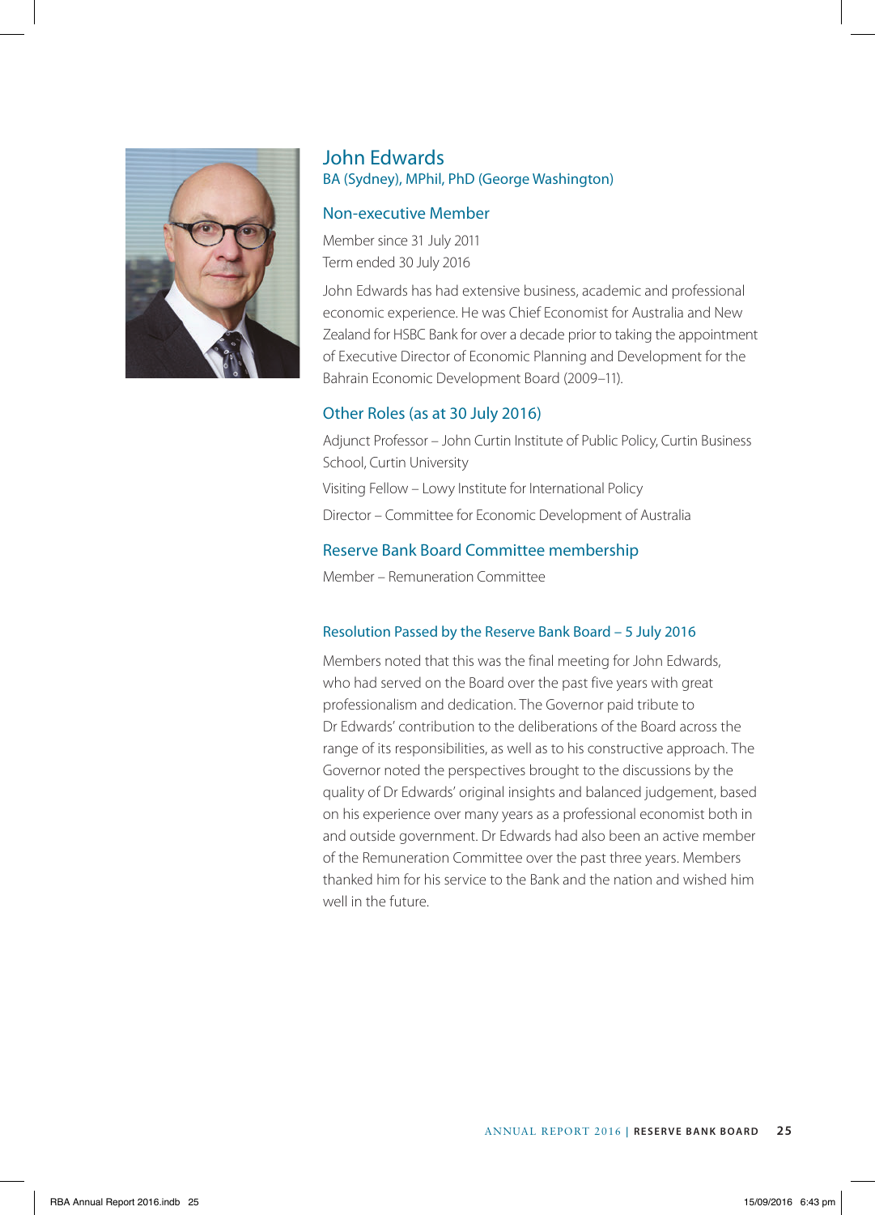## John Edwards

BA (Sydney), MPhil, PhD (George Washington)

### Non-executive Member

Member since 31 July 2011
Term ended 30 July 2016

John Edwards has had extensive business, academic and professional economic experience. He was Chief Economist for Australia and New Zealand for HSBC Bank for over a decade prior to taking the appointment of Executive Director of Economic Planning and Development for the Bahrain Economic Development Board (2009–11).

### Other Roles (as at 30 July 2016)

Adjunct Professor – John Curtin Institute of Public Policy, Curtin Business School, Curtin University

Visiting Fellow – Lowy Institute for International Policy

Director – Committee for Economic Development of Australia

### Reserve Bank Board Committee membership

Member – Remuneration Committee

#### Resolution Passed by the Reserve Bank Board – 5 July 2016

Members noted that this was the final meeting for John Edwards, who had served on the Board over the past five years with great professionalism and dedication. The Governor paid tribute to Dr Edwards' contribution to the deliberations of the Board across the range of its responsibilities, as well as to his constructive approach. The Governor noted the perspectives brought to the discussions by the quality of Dr Edwards' original insights and balanced judgement, based on his experience over many years as a professional economist both in and outside government. Dr Edwards had also been an active member of the Remuneration Committee over the past three years. Members thanked him for his service to the Bank and the nation and wished him well in the future.